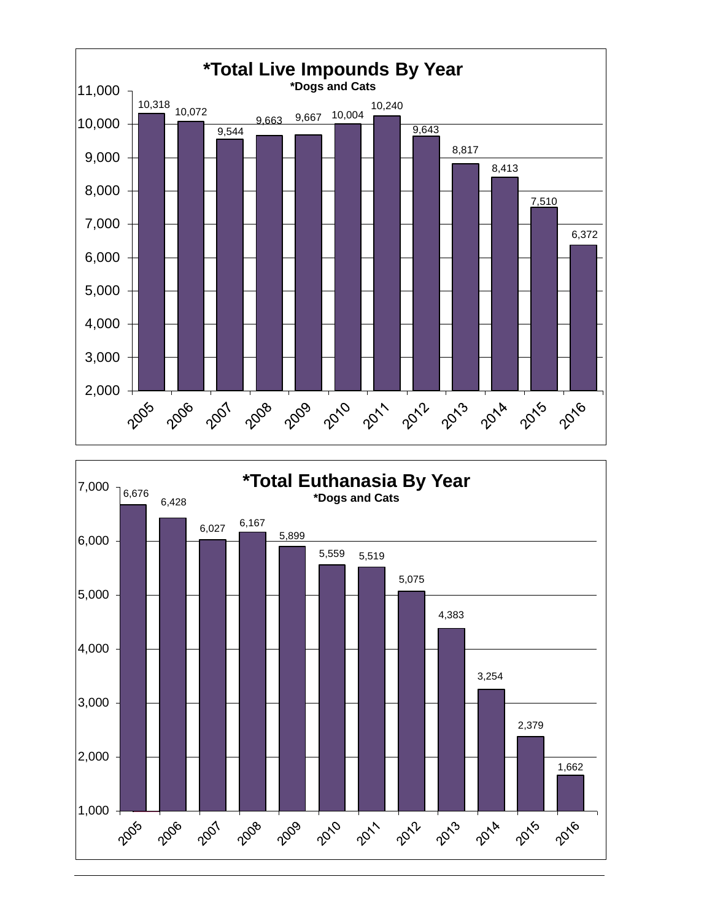## *Total Live Impounds By Year

**\*Dogs and Cats**

| Year | Total Live Impounds |
|---|---|
| 2005 | 10,318 |
| 2006 | 10,072 |
| 2007 | 9,544 |
| 2008 | 9,663 |
| 2009 | 9,667 |
| 2010 | 10,004 |
| 2011 | 10,240 |
| 2012 | 9,643 |
| 2013 | 8,817 |
| 2014 | 8,413 |
| 2015 | 7,510 |
| 2016 | 6,372 |

## *Total Euthanasia By Year

**\*Dogs and Cats**

| Year | Total Euthanasia |
|---|---|
| 2005 | 6,676 |
| 2006 | 6,428 |
| 2007 | 6,027 |
| 2008 | 6,167 |
| 2009 | 5,899 |
| 2010 | 5,559 |
| 2011 | 5,519 |
| 2012 | 5,075 |
| 2013 | 4,383 |
| 2014 | 3,254 |
| 2015 | 2,379 |
| 2016 | 1,662 |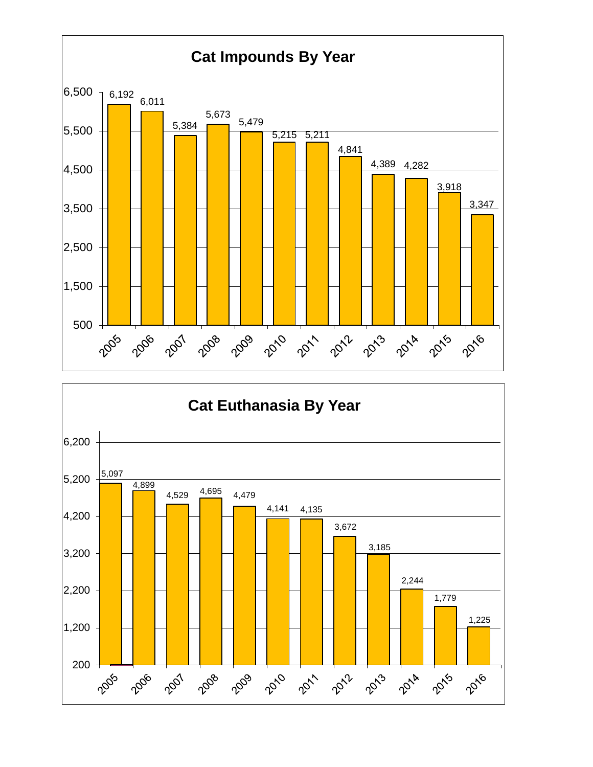## Cat Impounds By Year

| Year | Impounds |
|---|---|
| 2005 | 6,192 |
| 2006 | 6,011 |
| 2007 | 5,384 |
| 2008 | 5,673 |
| 2009 | 5,479 |
| 2010 | 5,215 |
| 2011 | 5,211 |
| 2012 | 4,841 |
| 2013 | 4,389 |
| 2014 | 4,282 |
| 2015 | 3,918 |
| 2016 | 3,347 |

## Cat Euthanasia By Year

| Year | Euthanasia |
|---|---|
| 2005 | 5,097 |
| 2006 | 4,899 |
| 2007 | 4,529 |
| 2008 | 4,695 |
| 2009 | 4,479 |
| 2010 | 4,141 |
| 2011 | 4,135 |
| 2012 | 3,672 |
| 2013 | 3,185 |
| 2014 | 2,244 |
| 2015 | 1,779 |
| 2016 | 1,225 |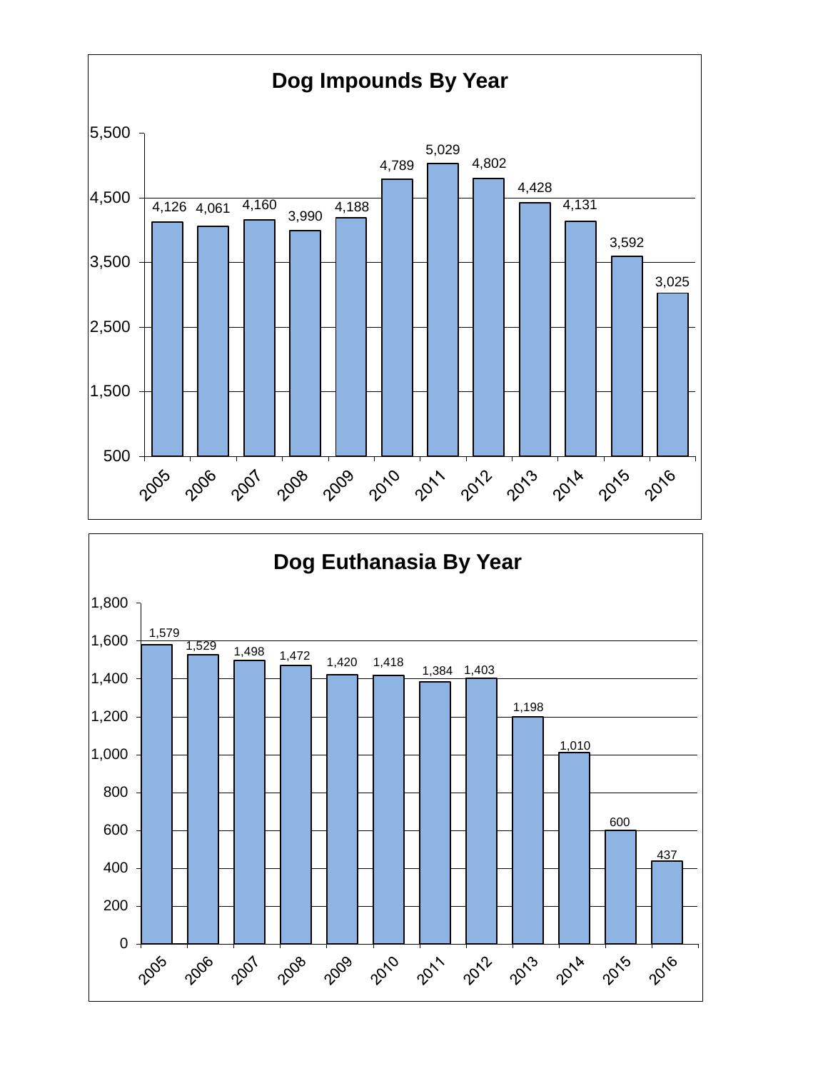## Dog Impounds By Year

| Year | Impounds |
|---|---|
| 2005 | 4,126 |
| 2006 | 4,061 |
| 2007 | 4,160 |
| 2008 | 3,990 |
| 2009 | 4,188 |
| 2010 | 4,789 |
| 2011 | 5,029 |
| 2012 | 4,802 |
| 2013 | 4,428 |
| 2014 | 4,131 |
| 2015 | 3,592 |
| 2016 | 3,025 |

## Dog Euthanasia By Year

| Year | Euthanasia |
|---|---|
| 2005 | 1,579 |
| 2006 | 1,529 |
| 2007 | 1,498 |
| 2008 | 1,472 |
| 2009 | 1,420 |
| 2010 | 1,418 |
| 2011 | 1,384 |
| 2012 | 1,403 |
| 2013 | 1,198 |
| 2014 | 1,010 |
| 2015 | 600 |
| 2016 | 437 |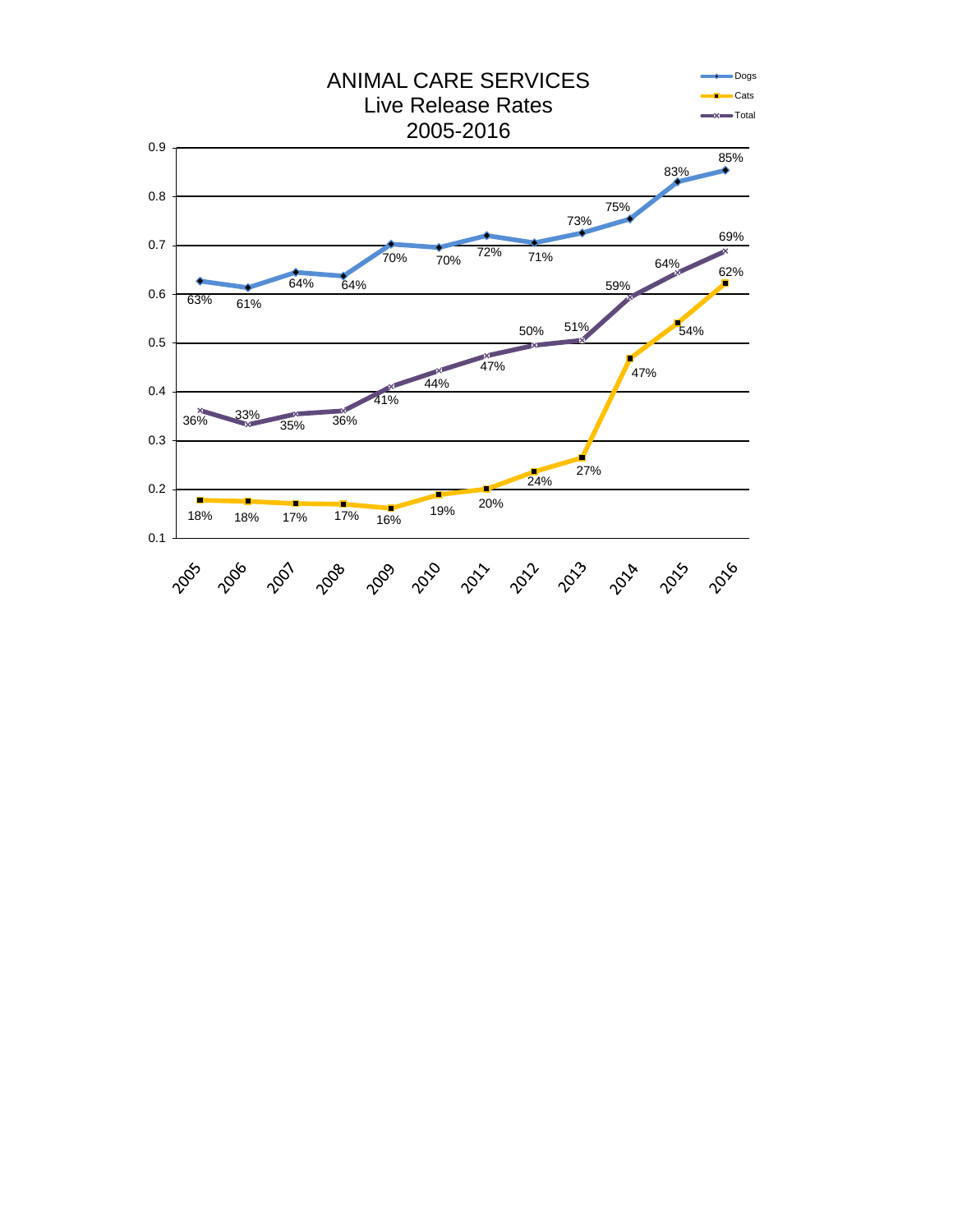ANIMAL CARE SERVICES
Live Release Rates
2005-2016

Dogs
Cats
Total

0.9
0.8
0.7
0.6
0.5
0.4
0.3
0.2
0.1

Dogs: 63% 61% 64% 64% 70% 70% 72% 71% 73% 75% 83% 85%

Total: 36% 33% 35% 36% 41% 44% 47% 50% 51% 59% 64% 69%

Cats: 18% 18% 17% 17% 16% 19% 20% 24% 27% 47% 54% 62%

2005 2006 2007 2008 2009 2010 2011 2012 2013 2014 2015 2016